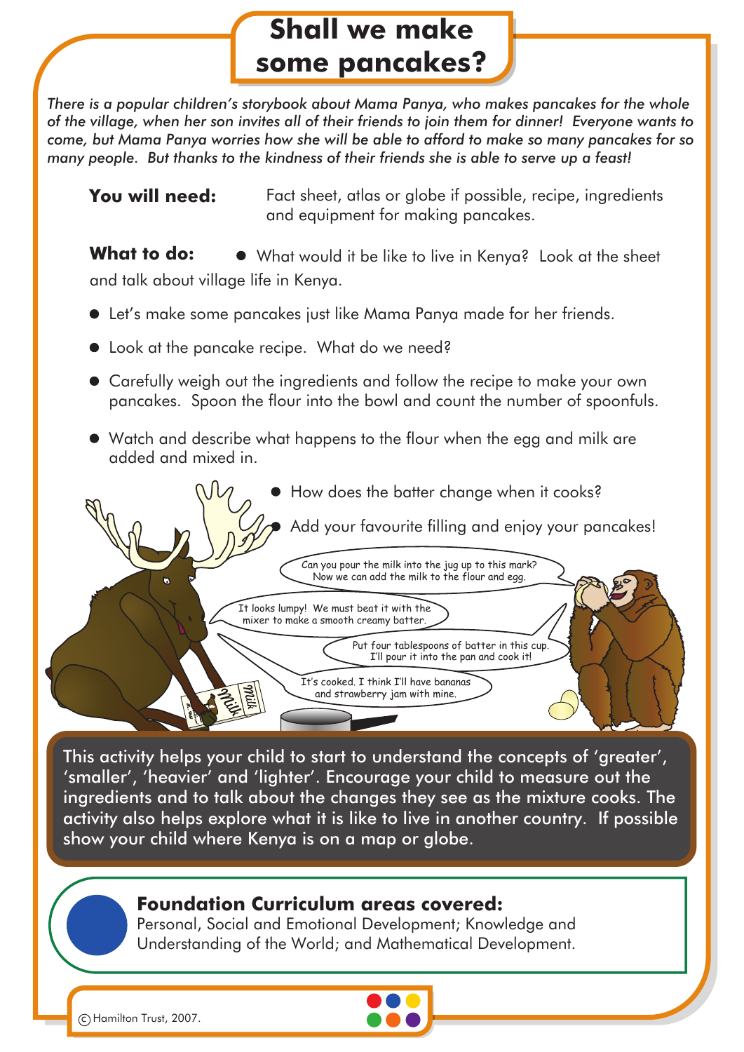# Shall we make some pancakes?

*There is a popular children's storybook about Mama Panya, who makes pancakes for the whole of the village, when her son invites all of their friends to join them for dinner! Everyone wants to come, but Mama Panya worries how she will be able to afford to make so many pancakes for so many people. But thanks to the kindness of their friends she is able to serve up a feast!*

**You will need:** Fact sheet, atlas or globe if possible, recipe, ingredients and equipment for making pancakes.

**What to do:**

- What would it be like to live in Kenya? Look at the sheet and talk about village life in Kenya.
- Let's make some pancakes just like Mama Panya made for her friends.
- Look at the pancake recipe. What do we need?
- Carefully weigh out the ingredients and follow the recipe to make your own pancakes. Spoon the flour into the bowl and count the number of spoonfuls.
- Watch and describe what happens to the flour when the egg and milk are added and mixed in.
- How does the batter change when it cooks?
- Add your favourite filling and enjoy your pancakes!

Can you pour the milk into the jug up to this mark? Now we can add the milk to the flour and egg.

It looks lumpy! We must beat it with the mixer to make a smooth creamy batter.

Put four tablespoons of batter in this cup. I'll pour it into the pan and cook it!

It's cooked. I think I'll have bananas and strawberry jam with mine.

This activity helps your child to start to understand the concepts of 'greater', 'smaller', 'heavier' and 'lighter'. Encourage your child to measure out the ingredients and to talk about the changes they see as the mixture cooks. The activity also helps explore what it is like to live in another country. If possible show your child where Kenya is on a map or globe.

**Foundation Curriculum areas covered:**
Personal, Social and Emotional Development; Knowledge and Understanding of the World; and Mathematical Development.

© Hamilton Trust, 2007.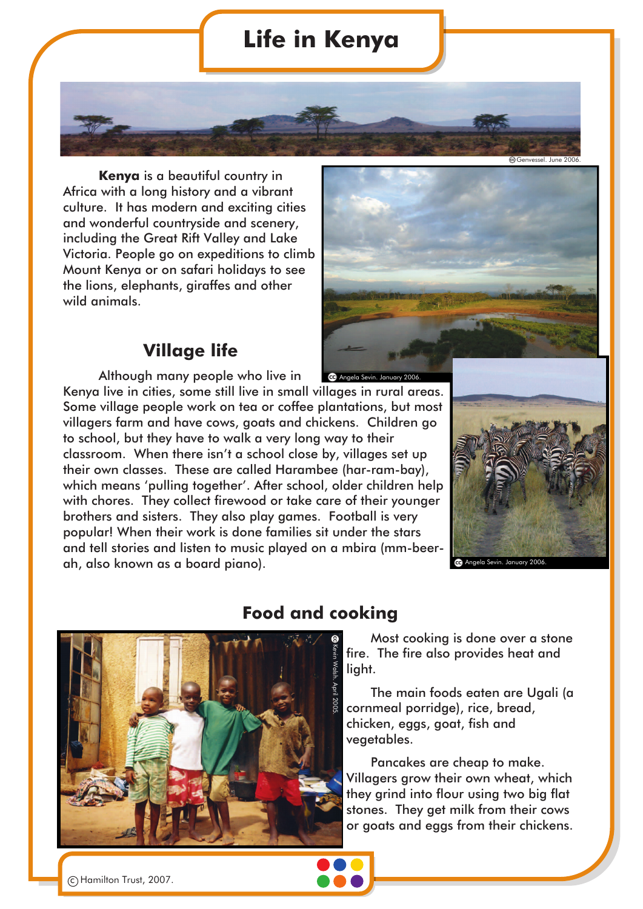# Life in Kenya

Genvessel. June 2006.

**Kenya** is a beautiful country in Africa with a long history and a vibrant culture. It has modern and exciting cities and wonderful countryside and scenery, including the Great Rift Valley and Lake Victoria. People go on expeditions to climb Mount Kenya or on safari holidays to see the lions, elephants, giraffes and other wild animals.

Angela Sevin. January 2006.

## Village life

Although many people who live in Kenya live in cities, some still live in small villages in rural areas. Some village people work on tea or coffee plantations, but most villagers farm and have cows, goats and chickens. Children go to school, but they have to walk a very long way to their classroom. When there isn't a school close by, villages set up their own classes. These are called Harambee (har-ram-bay), which means 'pulling together'. After school, older children help with chores. They collect firewood or take care of their younger brothers and sisters. They also play games. Football is very popular! When their work is done families sit under the stars and tell stories and listen to music played on a mbira (mm-beer-ah, also known as a board piano).

Angela Sevin. January 2006.

## Food and cooking

Kevin Walsh. April 2005.

Most cooking is done over a stone fire. The fire also provides heat and light.

The main foods eaten are Ugali (a cornmeal porridge), rice, bread, chicken, eggs, goat, fish and vegetables.

Pancakes are cheap to make. Villagers grow their own wheat, which they grind into flour using two big flat stones. They get milk from their cows or goats and eggs from their chickens.

© Hamilton Trust, 2007.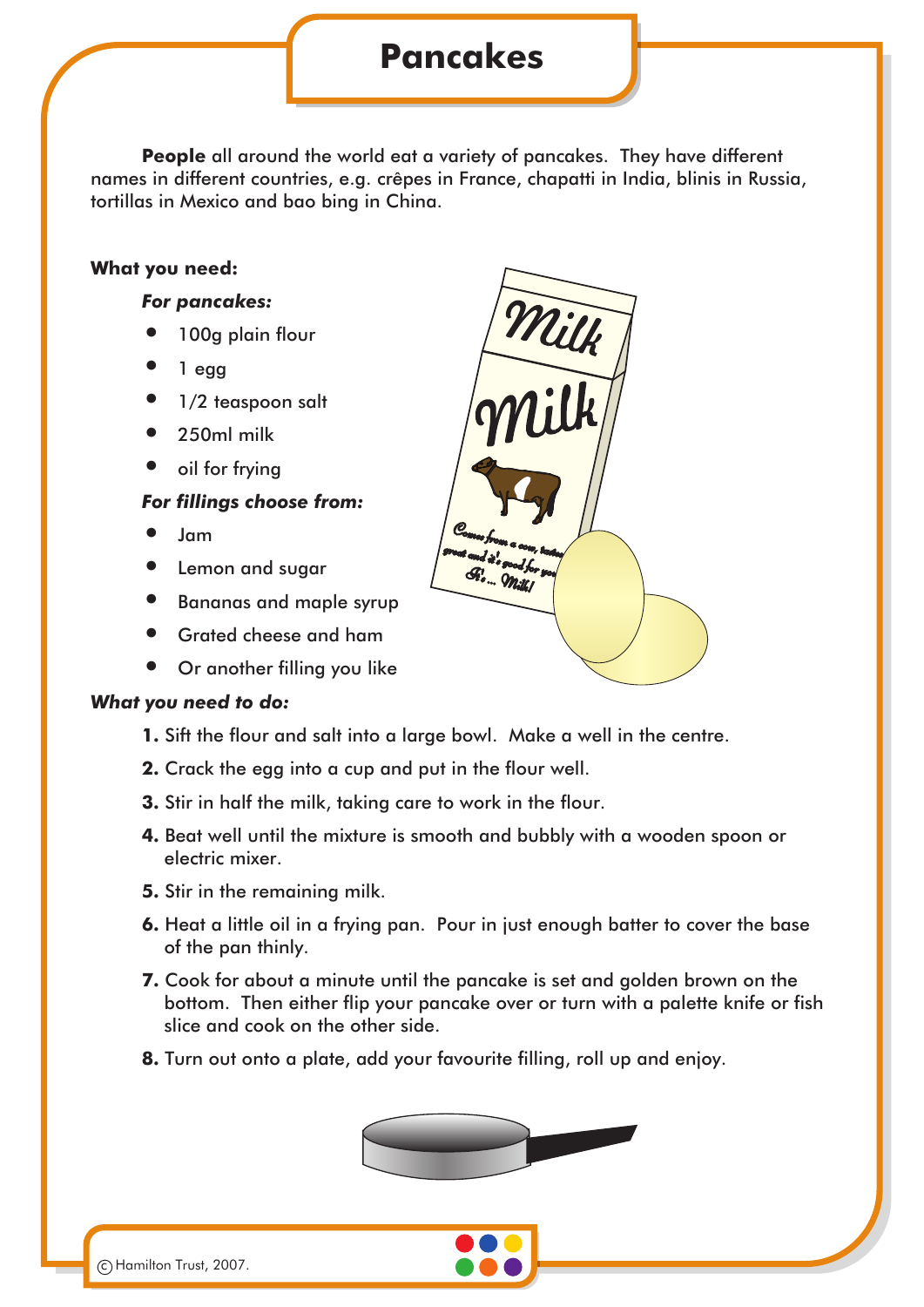# Pancakes

**People** all around the world eat a variety of pancakes. They have different names in different countries, e.g. crêpes in France, chapatti in India, blinis in Russia, tortillas in Mexico and bao bing in China.

**What you need:**

***For pancakes:***

- 100g plain flour
- 1 egg
- 1/2 teaspoon salt
- 250ml milk
- oil for frying

***For fillings choose from:***

- Jam
- Lemon and sugar
- Bananas and maple syrup
- Grated cheese and ham
- Or another filling you like

***What you need to do:***

1. Sift the flour and salt into a large bowl. Make a well in the centre.
2. Crack the egg into a cup and put in the flour well.
3. Stir in half the milk, taking care to work in the flour.
4. Beat well until the mixture is smooth and bubbly with a wooden spoon or electric mixer.
5. Stir in the remaining milk.
6. Heat a little oil in a frying pan. Pour in just enough batter to cover the base of the pan thinly.
7. Cook for about a minute until the pancake is set and golden brown on the bottom. Then either flip your pancake over or turn with a palette knife or fish slice and cook on the other side.
8. Turn out onto a plate, add your favourite filling, roll up and enjoy.

© Hamilton Trust, 2007.